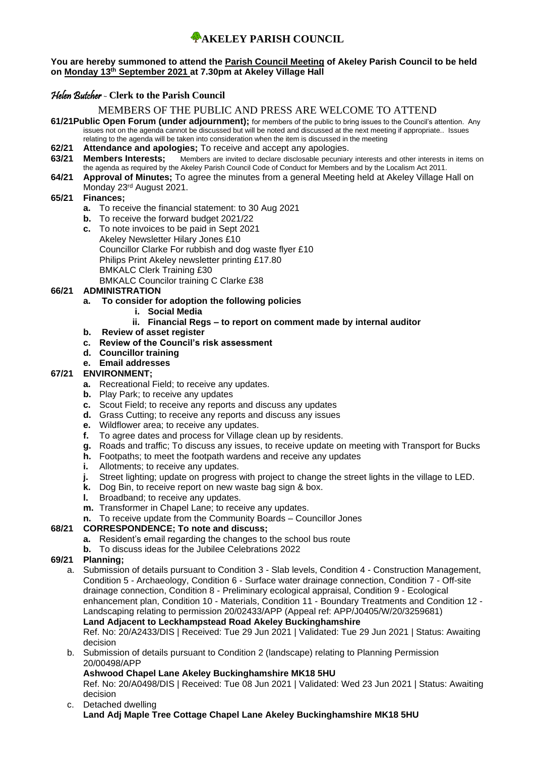# AKELEY PARISH COUNCIL

**You are hereby summoned to attend the Parish Council Meeting of Akeley Parish Council to be held on Monday 13th September 2021 at 7.30pm at Akeley Village Hall**

*Helen Butcher* - **Clerk to the Parish Council**

MEMBERS OF THE PUBLIC AND PRESS ARE WELCOME TO ATTEND

**61/21 Public Open Forum (under adjournment);** for members of the public to bring issues to the Council's attention. Any issues not on the agenda cannot be discussed but will be noted and discussed at the next meeting if appropriate.. Issues relating to the agenda will be taken into consideration when the item is discussed in the meeting

**62/21 Attendance and apologies;** To receive and accept any apologies.

**63/21 Members Interests;** Members are invited to declare disclosable pecuniary interests and other interests in items on the agenda as required by the Akeley Parish Council Code of Conduct for Members and by the Localism Act 2011.

**64/21 Approval of Minutes;** To agree the minutes from a general Meeting held at Akeley Village Hall on Monday 23rd August 2021.

**65/21 Finances;**

- **a.** To receive the financial statement: to 30 Aug 2021
- **b.** To receive the forward budget 2021/22
- **c.** To note invoices to be paid in Sept 2021
  - Akeley Newsletter Hilary Jones £10
  - Councillor Clarke For rubbish and dog waste flyer £10
  - Philips Print Akeley newsletter printing £17.80
  - BMKALC Clerk Training £30
  - BMKALC Councilor training C Clarke £38

**66/21 ADMINISTRATION**

- **a. To consider for adoption the following policies**
  - **i. Social Media**
  - **ii. Financial Regs – to report on comment made by internal auditor**
- **b. Review of asset register**
- **c. Review of the Council's risk assessment**
- **d. Councillor training**
- **e. Email addresses**

**67/21 ENVIRONMENT;**

- **a.** Recreational Field; to receive any updates.
- **b.** Play Park; to receive any updates
- **c.** Scout Field; to receive any reports and discuss any updates
- **d.** Grass Cutting; to receive any reports and discuss any issues
- **e.** Wildflower area; to receive any updates.
- **f.** To agree dates and process for Village clean up by residents.
- **g.** Roads and traffic; To discuss any issues, to receive update on meeting with Transport for Bucks
- **h.** Footpaths; to meet the footpath wardens and receive any updates
- **i.** Allotments; to receive any updates.
- **j.** Street lighting; update on progress with project to change the street lights in the village to LED.
- **k.** Dog Bin, to receive report on new waste bag sign & box.
- **l.** Broadband; to receive any updates.
- **m.** Transformer in Chapel Lane; to receive any updates.
- **n.** To receive update from the Community Boards – Councillor Jones

**68/21 CORRESPONDENCE; To note and discuss;**

- **a.** Resident's email regarding the changes to the school bus route
- **b.** To discuss ideas for the Jubilee Celebrations 2022

**69/21 Planning;**

a. Submission of details pursuant to Condition 3 - Slab levels, Condition 4 - Construction Management, Condition 5 - Archaeology, Condition 6 - Surface water drainage connection, Condition 7 - Off-site drainage connection, Condition 8 - Preliminary ecological appraisal, Condition 9 - Ecological enhancement plan, Condition 10 - Materials, Condition 11 - Boundary Treatments and Condition 12 - Landscaping relating to permission 20/02433/APP (Appeal ref: APP/J0405/W/20/3259681)
**Land Adjacent to Leckhampstead Road Akeley Buckinghamshire**
Ref. No: 20/A2433/DIS | Received: Tue 29 Jun 2021 | Validated: Tue 29 Jun 2021 | Status: Awaiting decision

b. Submission of details pursuant to Condition 2 (landscape) relating to Planning Permission 20/00498/APP
**Ashwood Chapel Lane Akeley Buckinghamshire MK18 5HU**
Ref. No: 20/A0498/DIS | Received: Tue 08 Jun 2021 | Validated: Wed 23 Jun 2021 | Status: Awaiting decision

c. Detached dwelling
**Land Adj Maple Tree Cottage Chapel Lane Akeley Buckinghamshire MK18 5HU**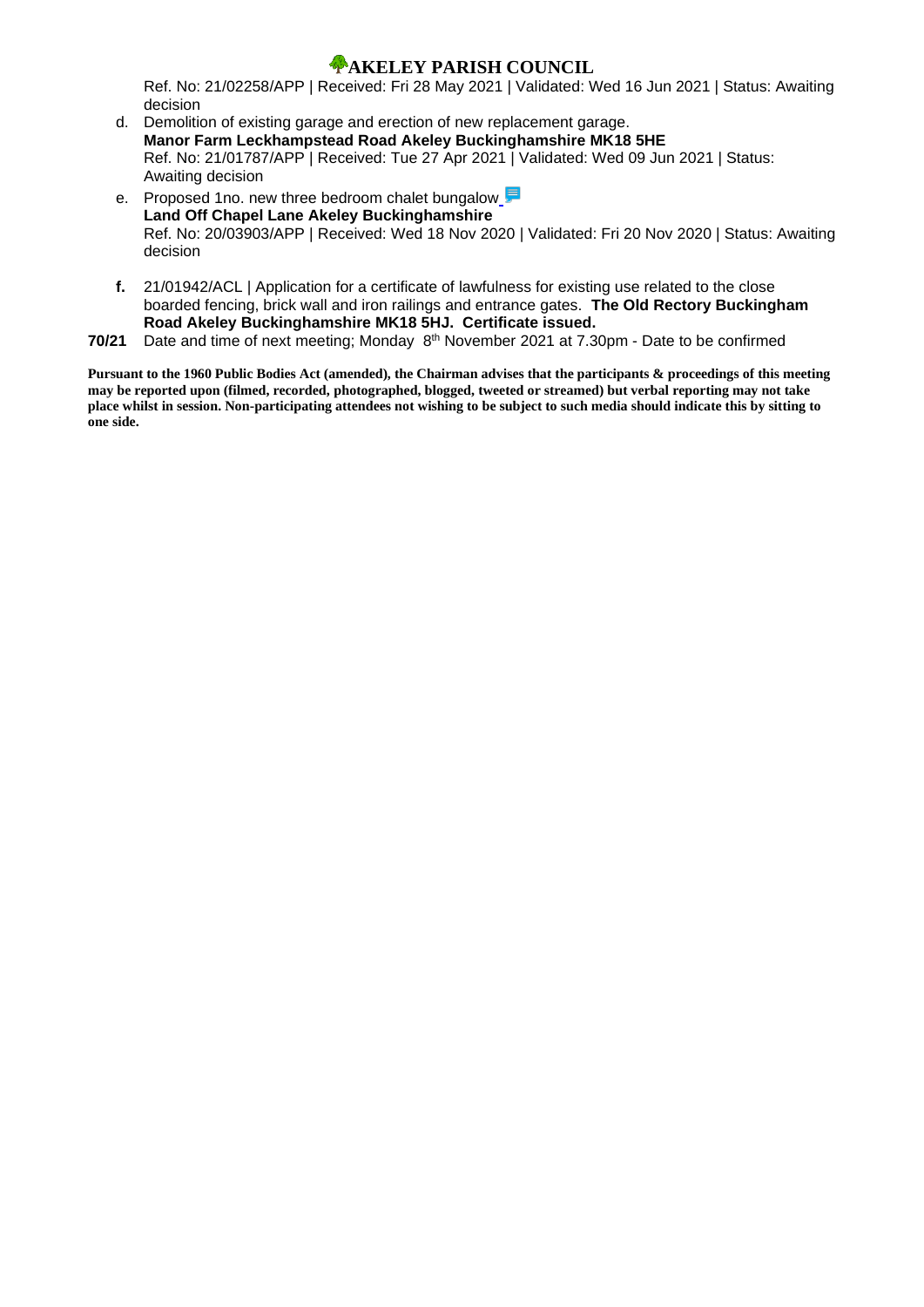Ref. No: 21/02258/APP | Received: Fri 28 May 2021 | Validated: Wed 16 Jun 2021 | Status: Awaiting decision

d. Demolition of existing garage and erection of new replacement garage.
   **Manor Farm Leckhampstead Road Akeley Buckinghamshire MK18 5HE**
   Ref. No: 21/01787/APP | Received: Tue 27 Apr 2021 | Validated: Wed 09 Jun 2021 | Status: Awaiting decision

e. Proposed 1no. new three bedroom chalet bungalow
   **Land Off Chapel Lane Akeley Buckinghamshire**
   Ref. No: 20/03903/APP | Received: Wed 18 Nov 2020 | Validated: Fri 20 Nov 2020 | Status: Awaiting decision

**f.** 21/01942/ACL | Application for a certificate of lawfulness for existing use related to the close boarded fencing, brick wall and iron railings and entrance gates. **The Old Rectory Buckingham Road Akeley Buckinghamshire MK18 5HJ. Certificate issued.**

**70/21** Date and time of next meeting; Monday 8th November 2021 at 7.30pm - Date to be confirmed

**Pursuant to the 1960 Public Bodies Act (amended), the Chairman advises that the participants & proceedings of this meeting may be reported upon (filmed, recorded, photographed, blogged, tweeted or streamed) but verbal reporting may not take place whilst in session. Non-participating attendees not wishing to be subject to such media should indicate this by sitting to one side.**